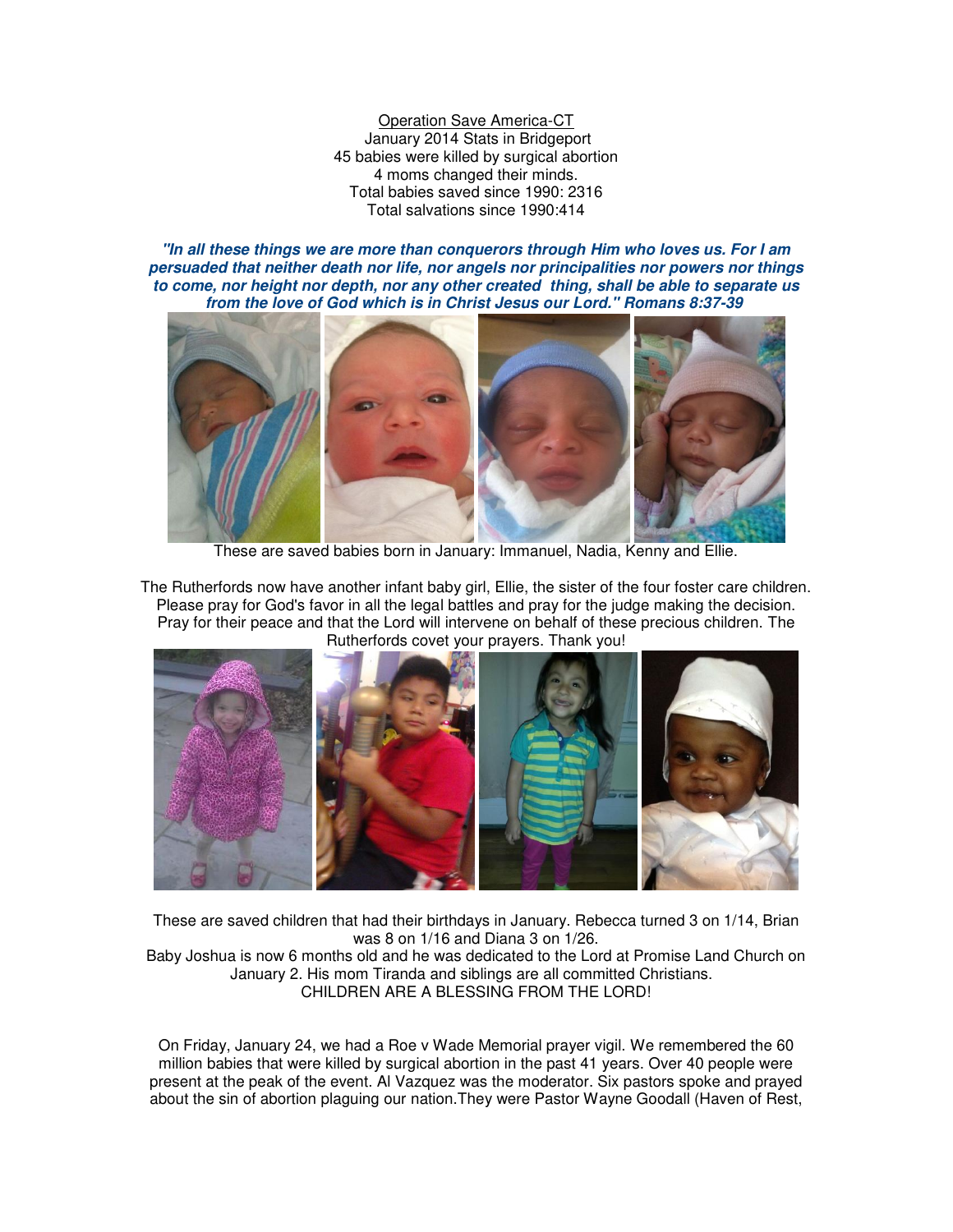Operation Save America-CT
January 2014 Stats in Bridgeport
45 babies were killed by surgical abortion
4 moms changed their minds.
Total babies saved since 1990: 2316
Total salvations since 1990:414

***"In all these things we are more than conquerors through Him who loves us. For I am persuaded that neither death nor life, nor angels nor principalities nor powers nor things to come, nor height nor depth, nor any other created thing, shall be able to separate us from the love of God which is in Christ Jesus our Lord." Romans 8:37-39***

These are saved babies born in January: Immanuel, Nadia, Kenny and Ellie.

The Rutherfords now have another infant baby girl, Ellie, the sister of the four foster care children. Please pray for God's favor in all the legal battles and pray for the judge making the decision. Pray for their peace and that the Lord will intervene on behalf of these precious children. The Rutherfords covet your prayers. Thank you!

These are saved children that had their birthdays in January. Rebecca turned 3 on 1/14, Brian was 8 on 1/16 and Diana 3 on 1/26.
Baby Joshua is now 6 months old and he was dedicated to the Lord at Promise Land Church on January 2. His mom Tiranda and siblings are all committed Christians.
CHILDREN ARE A BLESSING FROM THE LORD!

On Friday, January 24, we had a Roe v Wade Memorial prayer vigil. We remembered the 60 million babies that were killed by surgical abortion in the past 41 years. Over 40 people were present at the peak of the event. Al Vazquez was the moderator. Six pastors spoke and prayed about the sin of abortion plaguing our nation.They were Pastor Wayne Goodall (Haven of Rest,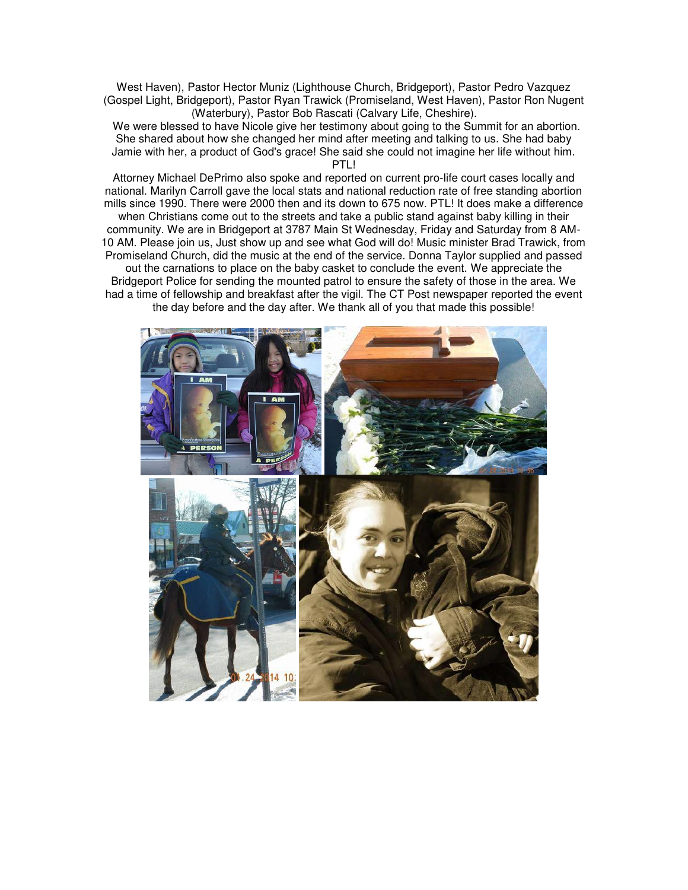West Haven), Pastor Hector Muniz (Lighthouse Church, Bridgeport), Pastor Pedro Vazquez (Gospel Light, Bridgeport), Pastor Ryan Trawick (Promiseland, West Haven), Pastor Ron Nugent (Waterbury), Pastor Bob Rascati (Calvary Life, Cheshire).

We were blessed to have Nicole give her testimony about going to the Summit for an abortion. She shared about how she changed her mind after meeting and talking to us. She had baby Jamie with her, a product of God's grace! She said she could not imagine her life without him. PTL!

Attorney Michael DePrimo also spoke and reported on current pro-life court cases locally and national. Marilyn Carroll gave the local stats and national reduction rate of free standing abortion mills since 1990. There were 2000 then and its down to 675 now. PTL! It does make a difference when Christians come out to the streets and take a public stand against baby killing in their community. We are in Bridgeport at 3787 Main St Wednesday, Friday and Saturday from 8 AM-10 AM. Please join us, Just show up and see what God will do! Music minister Brad Trawick, from Promiseland Church, did the music at the end of the service. Donna Taylor supplied and passed out the carnations to place on the baby casket to conclude the event. We appreciate the Bridgeport Police for sending the mounted patrol to ensure the safety of those in the area. We had a time of fellowship and breakfast after the vigil. The CT Post newspaper reported the event the day before and the day after. We thank all of you that made this possible!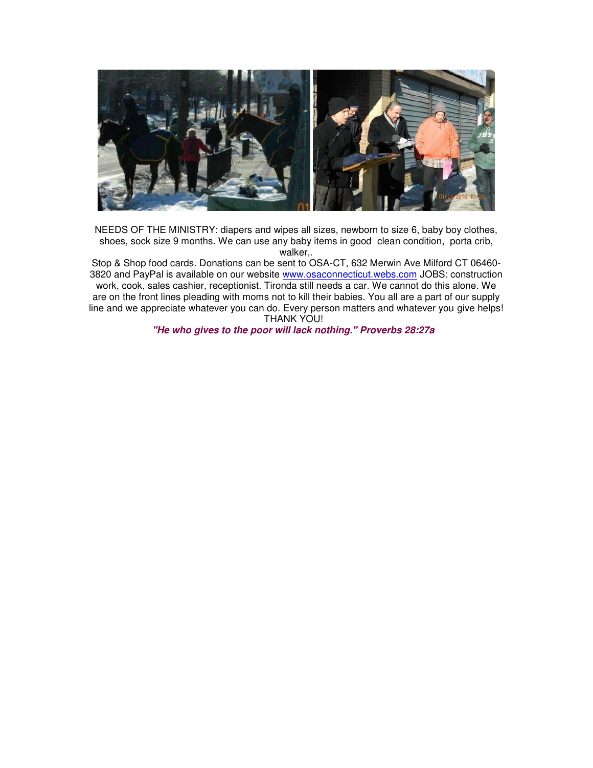NEEDS OF THE MINISTRY: diapers and wipes all sizes, newborn to size 6, baby boy clothes, shoes, sock size 9 months. We can use any baby items in good clean condition, porta crib, walker,.

Stop & Shop food cards. Donations can be sent to OSA-CT, 632 Merwin Ave Milford CT 06460-3820 and PayPal is available on our website [www.osaconnecticut.webs.com](http://www.osaconnecticut.webs.com) JOBS: construction work, cook, sales cashier, receptionist. Tironda still needs a car. We cannot do this alone. We are on the front lines pleading with moms not to kill their babies. You all are a part of our supply line and we appreciate whatever you can do. Every person matters and whatever you give helps! THANK YOU!

***"He who gives to the poor will lack nothing." Proverbs 28:27a***